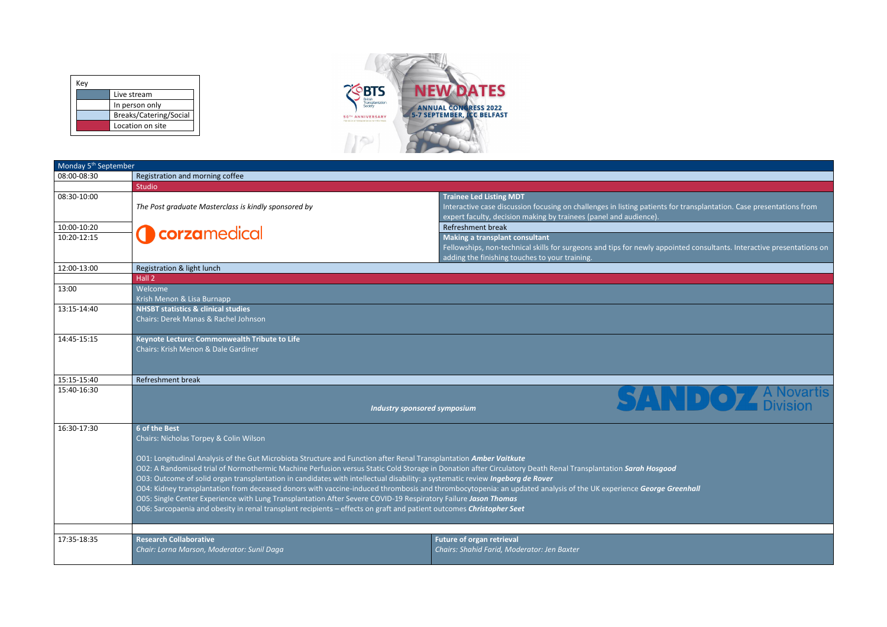| Key | |
|---|---|
| | Live stream |
| | In person only |
| | Breaks/Catering/Social |
| | Location on site |

BTS British Transplantation Society 50TH ANNIVERSARY

# NEW DATES

ANNUAL CONGRESS 2022
5-7 SEPTEMBER, ICC BELFAST

| Monday 5th September | | |
|---|---|---|
| 08:00-08:30 | Registration and morning coffee | |
| | Studio | |
| 08:30-10:00 | *The Post graduate Masterclass is kindly sponsored by* | **Trainee Led Listing MDT**<br>Interactive case discussion focusing on challenges in listing patients for transplantation. Case presentations from expert faculty, decision making by trainees (panel and audience). |
| 10:00-10:20 | corzamedical | Refreshment break |
| 10:20-12:15 | | **Making a transplant consultant**<br>Fellowships, non-technical skills for surgeons and tips for newly appointed consultants. Interactive presentations on adding the finishing touches to your training. |
| 12:00-13:00 | Registration & light lunch | |
| | Hall 2 | |
| 13:00 | Welcome<br>Krish Menon & Lisa Burnapp | |
| 13:15-14:40 | **NHSBT statistics & clinical studies**<br>Chairs: Derek Manas & Rachel Johnson | |
| 14:45-15:15 | **Keynote Lecture: Commonwealth Tribute to Life**<br>Chairs: Krish Menon & Dale Gardiner | |
| 15:15-15:40 | Refreshment break | |
| 15:40-16:30 | *Industry sponsored symposium* SANDOZ A Novartis Division | |
| 16:30-17:30 | **6 of the Best**<br>Chairs: Nicholas Torpey & Colin Wilson<br><br>O01: Longitudinal Analysis of the Gut Microbiota Structure and Function after Renal Transplantation ***Amber Vaitkute***<br>O02: A Randomised trial of Normothermic Machine Perfusion versus Static Cold Storage in Donation after Circulatory Death Renal Transplantation ***Sarah Hosgood***<br>O03: Outcome of solid organ transplantation in candidates with intellectual disability: a systematic review ***Ingeborg de Rover***<br>O04: Kidney transplantation from deceased donors with vaccine-induced thrombosis and thrombocytopenia: an updated analysis of the UK experience ***George Greenhall***<br>O05: Single Center Experience with Lung Transplantation After Severe COVID-19 Respiratory Failure ***Jason Thomas***<br>O06: Sarcopaenia and obesity in renal transplant recipients – effects on graft and patient outcomes ***Christopher Seet*** | |
| | | |
| 17:35-18:35 | **Research Collaborative**<br>*Chair: Lorna Marson, Moderator: Sunil Daga* | **Future of organ retrieval**<br>*Chairs: Shahid Farid, Moderator: Jen Baxter* |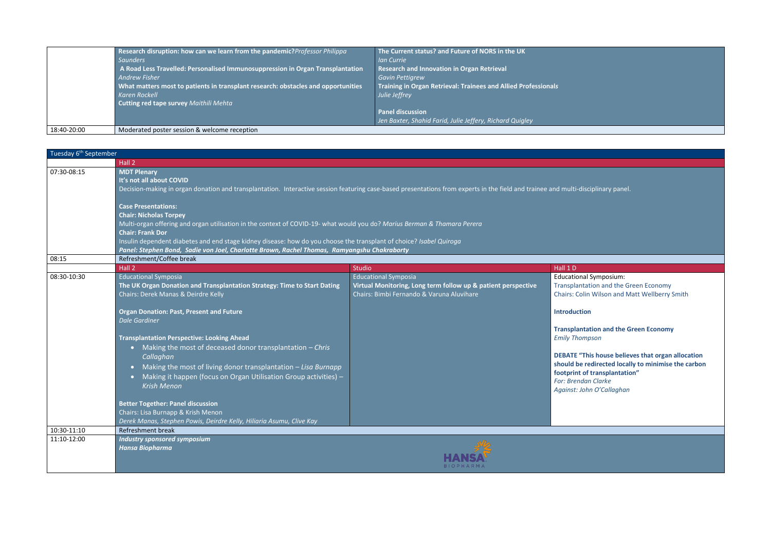| | | |
|---|---|---|
| | **Research disruption: how can we learn from the pandemic?** *Professor Philippa Saunders*<br>**A Road Less Travelled: Personalised Immunosuppression in Organ Transplantation** *Andrew Fisher*<br>**What matters most to patients in transplant research: obstacles and opportunities** *Karen Rockell*<br>**Cutting red tape survey** *Maithili Mehta* | **The Current status? and Future of NORS in the UK** *Ian Currie*<br>**Research and Innovation in Organ Retrieval** *Gavin Pettigrew*<br>**Training in Organ Retrieval: Trainees and Allied Professionals** *Julie Jeffrey*<br><br>**Panel discussion** *Jen Baxter, Shahid Farid, Julie Jeffery, Richard Quigley* |
| 18:40-20:00 | Moderated poster session & welcome reception | |

| Tuesday 6th September | | | |
|---|---|---|---|
| | Hall 2 | | |
| 07:30-08:15 | **MDT Plenary**<br>**It's not all about COVID**<br>Decision-making in organ donation and transplantation. Interactive session featuring case-based presentations from experts in the field and trainee and multi-disciplinary panel.<br><br>**Case Presentations:**<br>**Chair: Nicholas Torpey**<br>Multi-organ offering and organ utilisation in the context of COVID-19- what would you do? *Marius Berman & Thamara Perera*<br>**Chair: Frank Dor**<br>Insulin dependent diabetes and end stage kidney disease: how do you choose the transplant of choice? *Isabel Quiroga*<br>***Panel: Stephen Bond, Sadie von Joel, Charlotte Brown, Rachel Thomas, Ramyangshu Chakraborty*** | | |
| 08:15 | Refreshment/Coffee break | | |
| | Hall 2 | Studio | Hall 1 D |
| 08:30-10:30 | Educational Symposia<br>**The UK Organ Donation and Transplantation Strategy: Time to Start Dating**<br>Chairs: Derek Manas & Deirdre Kelly<br><br>**Organ Donation: Past, Present and Future**<br>*Dale Gardiner*<br><br>**Transplantation Perspective: Looking Ahead**<br>• Making the most of deceased donor transplantation – *Chris Callaghan*<br>• Making the most of living donor transplantation – *Lisa Burnapp*<br>• Making it happen (focus on Organ Utilisation Group activities) – *Krish Menon*<br><br>**Better Together: Panel discussion**<br>Chairs: Lisa Burnapp & Krish Menon<br>*Derek Manas, Stephen Powis, Deirdre Kelly, Hiliaria Asumu, Clive Kay* | Educational Symposia<br>**Virtual Monitoring, Long term follow up & patient perspective**<br>Chairs: Bimbi Fernando & Varuna Aluvihare | Educational Symposium:<br>Transplantation and the Green Economy<br>Chairs: Colin Wilson and Matt Wellberry Smith<br><br>**Introduction**<br><br>**Transplantation and the Green Economy**<br>*Emily Thompson*<br><br>**DEBATE "This house believes that organ allocation should be redirected locally to minimise the carbon footprint of transplantation"**<br>*For: Brendan Clarke*<br>*Against: John O'Callaghan* |
| 10:30-11:10 | Refreshment break | | |
| 11:10-12:00 | ***Industry sponsored symposium***<br>***Hansa Biopharma*** | | |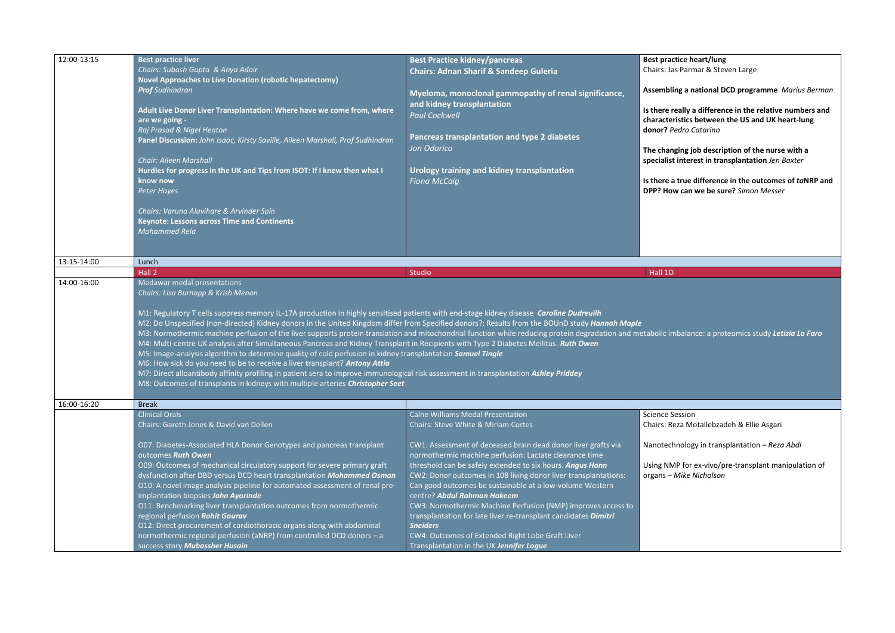| Time | Session 1 | Session 2 | Session 3 |
|---|---|---|---|
| 12:00-13:15 | **Best practice liver**<br>*Chairs: Subash Gupta & Anya Adair*<br>**Novel Approaches to Live Donation (robotic hepatectomy)**<br>***Prof** Sudhindran*<br><br>**Adult Live Donor Liver Transplantation: Where have we come from, where are we going -**<br>*Raj Prasad & Nigel Heaton*<br>**Panel Discussion:** *John Isaac, Kirsty Saville, Aileen Marshall, Prof Sudhindran*<br><br>*Chair: Aileen Marshall*<br>**Hurdles for progress in the UK and Tips from ISOT: If I knew then what I know now**<br>*Peter Hayes*<br><br>*Chairs: Varuna Aluvihare & Arvinder Soin*<br>**Keynote: Lessons across Time and Continents**<br>*Mohammed Rela* | **Best Practice kidney/pancreas**<br>**Chairs: Adnan Sharif & Sandeep Guleria**<br><br>**Myeloma, monoclonal gammopathy of renal significance, and kidney transplantation**<br>*Paul Cockwell*<br><br>**Pancreas transplantation and type 2 diabetes**<br>*Jon Odorico*<br><br>**Urology training and kidney transplantation**<br>*Fiona McCaig* | **Best practice heart/lung**<br>Chairs: Jas Parmar & Steven Large<br><br>**Assembling a national DCD programme** *Marius Berman*<br><br>**Is there really a difference in the relative numbers and characteristics between the US and UK heart-lung donor?** *Pedro Catarino*<br><br>**The changing job description of the nurse with a specialist interest in transplantation** *Jen Baxter*<br><br>**Is there a true difference in the outcomes of *ta*NRP and DPP? How can we be sure?** *Simon Messer* |
| 13:15-14:00 | Lunch | | |
| | Hall 2 | Studio | Hall 1D |
| 14:00-16:00 | Medawar medal presentations<br>*Chairs: Lisa Burnapp & Krish Menon*<br><br>M1: Regulatory T cells suppress memory IL-17A production in highly sensitised patients with end-stage kidney disease ***Caroline Dudreuilh***<br>M2: Do Unspecified (non-directed) Kidney donors in the United Kingdom differ from Specified donors?: Results from the BOUnD study ***Hannah Maple***<br>M3: Normothermic machine perfusion of the liver supports protein translation and mitochondrial function while reducing protein degradation and metabolic imbalance: a proteomics study ***Letizia Lo Faro***<br>M4: Multi-centre UK analysis after Simultaneous Pancreas and Kidney Transplant in Recipients with Type 2 Diabetes Mellitus. ***Ruth Owen***<br>M5: Image-analysis algorithm to determine quality of cold perfusion in kidney transplantation ***Samuel Tingle***<br>M6: How sick do you need to be to receive a liver transplant? ***Antony Attia***<br>M7: Direct alloantibody affinity profiling in patient sera to improve immunological risk assessment in transplantation ***Ashley Priddey***<br>M8: Outcomes of transplants in kidneys with multiple arteries ***Christopher Seet*** | | |
| 16:00-16:20 | Break | | |
| | Clinical Orals<br>Chairs: Gareth Jones & David van Dellen<br><br>O07: Diabetes-Associated HLA Donor Genotypes and pancreas transplant outcomes ***Ruth Owen***<br>O09: Outcomes of mechanical circulatory support for severe primary graft dysfunction after DBD versus DCD heart transplantation ***Mohammed Osman***<br>O10: A novel image analysis pipeline for automated assessment of renal pre-implantation biopsies ***John Ayorinde***<br>O11: Benchmarking liver transplantation outcomes from normothermic regional perfusion ***Rohit Gaurav***<br>O12: Direct procurement of cardiothoracic organs along with abdominal normothermic regional perfusion (aNRP) from controlled DCD donors – a success story ***Mubassher Husain*** | Calne Williams Medal Presentation<br>Chairs: Steve White & Miriam Cortes<br><br>CW1: Assessment of deceased brain dead donor liver grafts via normothermic machine perfusion: Lactate clearance time threshold can be safely extended to six hours. ***Angus Hann***<br>CW2: Donor outcomes in 108 living donor liver transplantations: Can good outcomes be sustainable at a low-volume Western centre? ***Abdul Rahman Hakeem***<br>CW3: Normothermic Machine Perfusion (NMP) improves access to transplantation for late liver re-transplant candidates ***Dimitri Sneiders***<br>CW4: Outcomes of Extended Right Lobe Graft Liver Transplantation in the UK ***Jennifer Logue*** | Science Session<br>Chairs: Reza Motallebzadeh & Ellie Asgari<br><br>Nanotechnology in transplantation – *Reza Abdi*<br><br>Using NMP for ex-vivo/pre-transplant manipulation of organs – *Mike Nicholson* |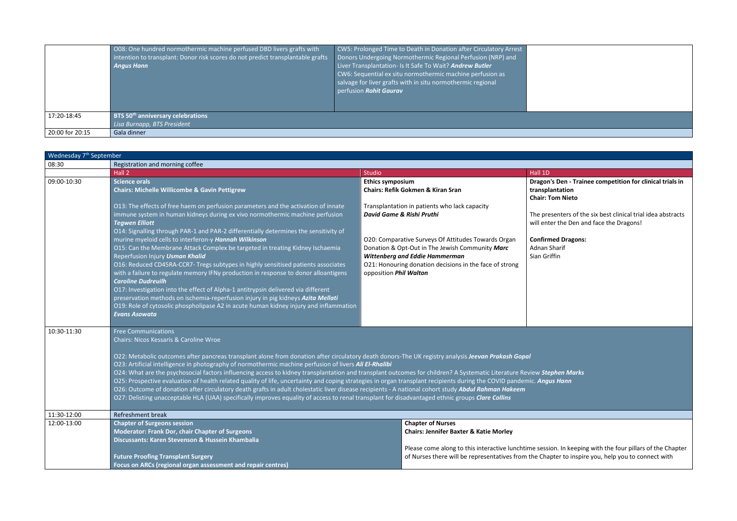| | | | |
|---|---|---|---|
| | O08: One hundred normothermic machine perfused DBD livers grafts with intention to transplant: Donor risk scores do not predict transplantable grafts ***Angus Hann*** | CW5: Prolonged Time to Death in Donation after Circulatory Arrest Donors Undergoing Normothermic Regional Perfusion (NRP) and Liver Transplantation- Is It Safe To Wait? ***Andrew Butler*** CW6: Sequential ex situ normothermic machine perfusion as salvage for liver grafts with in situ normothermic regional perfusion ***Rohit Gaurav*** | |
| 17:20-18:45 | **BTS 50th anniversary celebrations** *Lisa Burnapp, BTS President* | | |
| 20:00 for 20:15 | Gala dinner | | |

| Wednesday 7th September | | | |
|---|---|---|---|
| 08:30 | Registration and morning coffee | | |
| | Hall 2 | Studio | Hall 1D |
| 09:00-10:30 | **Science orals** **Chairs: Michelle Willicombe & Gavin Pettigrew** O13: The effects of free haem on perfusion parameters and the activation of innate immune system in human kidneys during ex vivo normothermic machine perfusion ***Tegwen Elliott*** O14: Signalling through PAR-1 and PAR-2 differentially determines the sensitivity of murine myeloid cells to interferon-γ ***Hannah Wilkinson*** O15: Can the Membrane Attack Complex be targeted in treating Kidney Ischaemia Reperfusion Injury ***Usman Khalid*** O16: Reduced CD45RA-CCR7- Tregs subtypes in highly sensitised patients associates with a failure to regulate memory IFNγ production in response to donor alloantigens ***Caroline Dudreuilh*** O17: Investigation into the effect of Alpha-1 antitrypsin delivered via different preservation methods on ischemia-reperfusion injury in pig kidneys ***Azita Mellati*** O19: Role of cytosolic phospholipase A2 in acute human kidney injury and inflammation ***Evans Asowata*** | **Ethics symposium** **Chairs: Refik Gokmen & Kiran Sran** Transplantation in patients who lack capacity ***David Game & Rishi Pruthi*** O20: Comparative Surveys Of Attitudes Towards Organ Donation & Opt-Out in The Jewish Community ***Marc Wittenberg and Eddie Hammerman*** O21: Honouring donation decisions in the face of strong opposition ***Phil Walton*** | **Dragon's Den - Trainee competition for clinical trials in transplantation** **Chair: Tom Nieto** The presenters of the six best clinical trial idea abstracts will enter the Den and face the Dragons! **Confirmed Dragons:** Adnan Sharif Sian Griffin |
| 10:30-11:30 | Free Communications Chairs: Nicos Kessaris & Caroline Wroe O22: Metabolic outcomes after pancreas transplant alone from donation after circulatory death donors-The UK registry analysis ***Jeevan Prakash Gopal*** O23: Artificial intelligence in photography of normothermic machine perfusion of livers ***Ali El-Rhalibi*** O24: What are the psychosocial factors influencing access to kidney transplantation and transplant outcomes for children? A Systematic Literature Review ***Stephen Marks*** O25: Prospective evaluation of health related quality of life, uncertainty and coping strategies in organ transplant recipients during the COVID pandemic. ***Angus Hann*** O26: Outcome of donation after circulatory death grafts in adult cholestatic liver disease recipients - A national cohort study ***Abdul Rahman Hakeem*** O27: Delisting unacceptable HLA (UAA) specifically improves equality of access to renal transplant for disadvantaged ethnic groups ***Clare Collins*** | | |
| 11:30-12:00 | Refreshment break | | |
| 12:00-13:00 | **Chapter of Surgeons session** **Moderator: Frank Dor, chair Chapter of Surgeons** **Discussants: Karen Stevenson & Hussein Khambalia** **Future Proofing Transplant Surgery** **Focus on ARCs (regional organ assessment and repair centres)** | **Chapter of Nurses** **Chairs: Jennifer Baxter & Katie Morley** Please come along to this interactive lunchtime session. In keeping with the four pillars of the Chapter of Nurses there will be representatives from the Chapter to inspire you, help you to connect with | |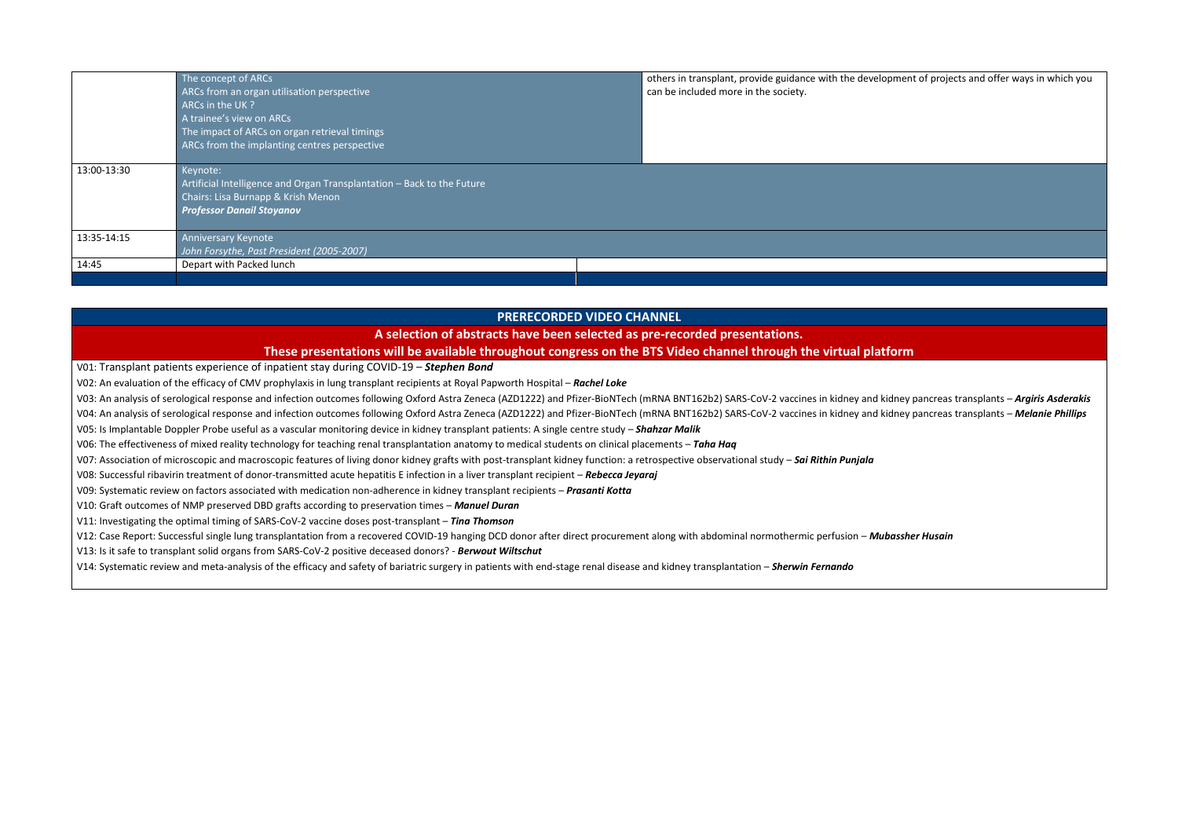| | | |
|---|---|---|
| | The concept of ARCs<br>ARCs from an organ utilisation perspective<br>ARCs in the UK ?<br>A trainee's view on ARCs<br>The impact of ARCs on organ retrieval timings<br>ARCs from the implanting centres perspective | others in transplant, provide guidance with the development of projects and offer ways in which you can be included more in the society. |
| 13:00-13:30 | Keynote:<br>Artificial Intelligence and Organ Transplantation – Back to the Future<br>Chairs: Lisa Burnapp & Krish Menon<br>***Professor Danail Stoyanov*** | |
| 13:35-14:15 | Anniversary Keynote<br>*John Forsythe, Past President (2005-2007)* | |
| 14:45 | Depart with Packed lunch | |

## PRERECORDED VIDEO CHANNEL

**A selection of abstracts have been selected as pre-recorded presentations.**

**These presentations will be available throughout congress on the BTS Video channel through the virtual platform**

V01: Transplant patients experience of inpatient stay during COVID-19 – ***Stephen Bond***

V02: An evaluation of the efficacy of CMV prophylaxis in lung transplant recipients at Royal Papworth Hospital – ***Rachel Loke***

V03: An analysis of serological response and infection outcomes following Oxford Astra Zeneca (AZD1222) and Pfizer-BioNTech (mRNA BNT162b2) SARS-CoV-2 vaccines in kidney and kidney pancreas transplants – ***Argiris Asderakis***

V04: An analysis of serological response and infection outcomes following Oxford Astra Zeneca (AZD1222) and Pfizer-BioNTech (mRNA BNT162b2) SARS-CoV-2 vaccines in kidney and kidney pancreas transplants – ***Melanie Phillips***

V05: Is Implantable Doppler Probe useful as a vascular monitoring device in kidney transplant patients: A single centre study – ***Shahzar Malik***

V06: The effectiveness of mixed reality technology for teaching renal transplantation anatomy to medical students on clinical placements – ***Taha Haq***

V07: Association of microscopic and macroscopic features of living donor kidney grafts with post-transplant kidney function: a retrospective observational study – ***Sai Rithin Punjala***

V08: Successful ribavirin treatment of donor-transmitted acute hepatitis E infection in a liver transplant recipient – ***Rebecca Jeyaraj***

V09: Systematic review on factors associated with medication non-adherence in kidney transplant recipients – ***Prasanti Kotta***

V10: Graft outcomes of NMP preserved DBD grafts according to preservation times – ***Manuel Duran***

V11: Investigating the optimal timing of SARS-CoV-2 vaccine doses post-transplant – ***Tina Thomson***

V12: Case Report: Successful single lung transplantation from a recovered COVID-19 hanging DCD donor after direct procurement along with abdominal normothermic perfusion – ***Mubassher Husain***

V13: Is it safe to transplant solid organs from SARS-CoV-2 positive deceased donors? - ***Berwout Wiltschut***

V14: Systematic review and meta-analysis of the efficacy and safety of bariatric surgery in patients with end-stage renal disease and kidney transplantation – ***Sherwin Fernando***